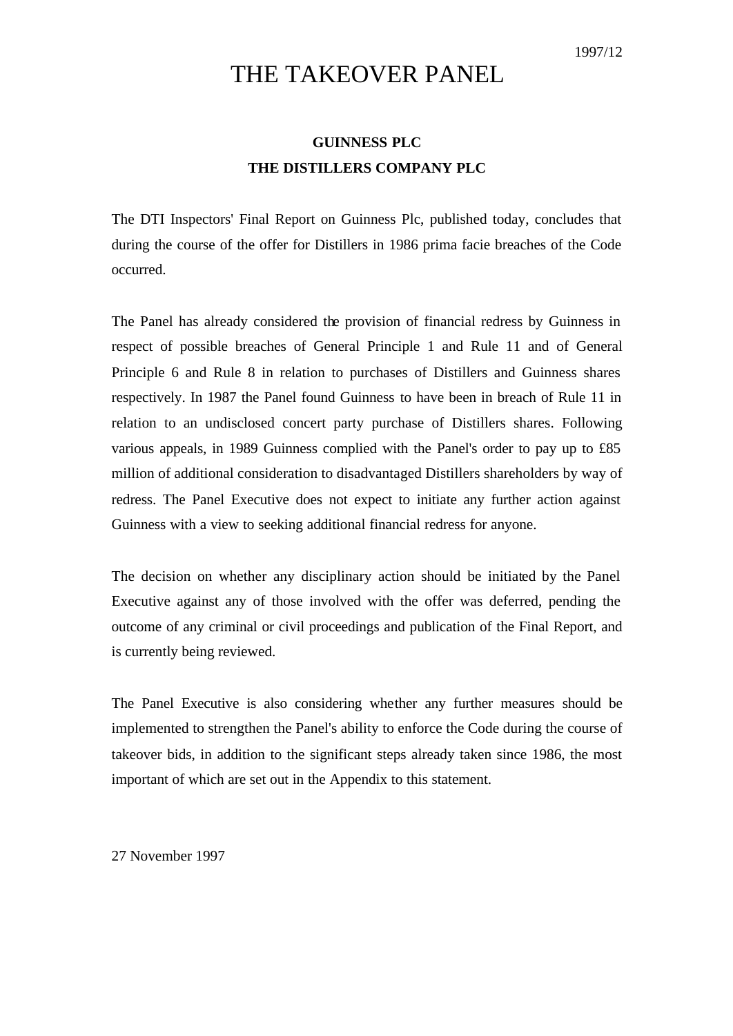1997/12

# THE TAKEOVER PANEL

**GUINNESS PLC**

**THE DISTILLERS COMPANY PLC**

The DTI Inspectors' Final Report on Guinness Plc, published today, concludes that during the course of the offer for Distillers in 1986 prima facie breaches of the Code occurred.

The Panel has already considered the provision of financial redress by Guinness in respect of possible breaches of General Principle 1 and Rule 11 and of General Principle 6 and Rule 8 in relation to purchases of Distillers and Guinness shares respectively. In 1987 the Panel found Guinness to have been in breach of Rule 11 in relation to an undisclosed concert party purchase of Distillers shares. Following various appeals, in 1989 Guinness complied with the Panel's order to pay up to £85 million of additional consideration to disadvantaged Distillers shareholders by way of redress. The Panel Executive does not expect to initiate any further action against Guinness with a view to seeking additional financial redress for anyone.

The decision on whether any disciplinary action should be initiated by the Panel Executive against any of those involved with the offer was deferred, pending the outcome of any criminal or civil proceedings and publication of the Final Report, and is currently being reviewed.

The Panel Executive is also considering whether any further measures should be implemented to strengthen the Panel's ability to enforce the Code during the course of takeover bids, in addition to the significant steps already taken since 1986, the most important of which are set out in the Appendix to this statement.

27 November 1997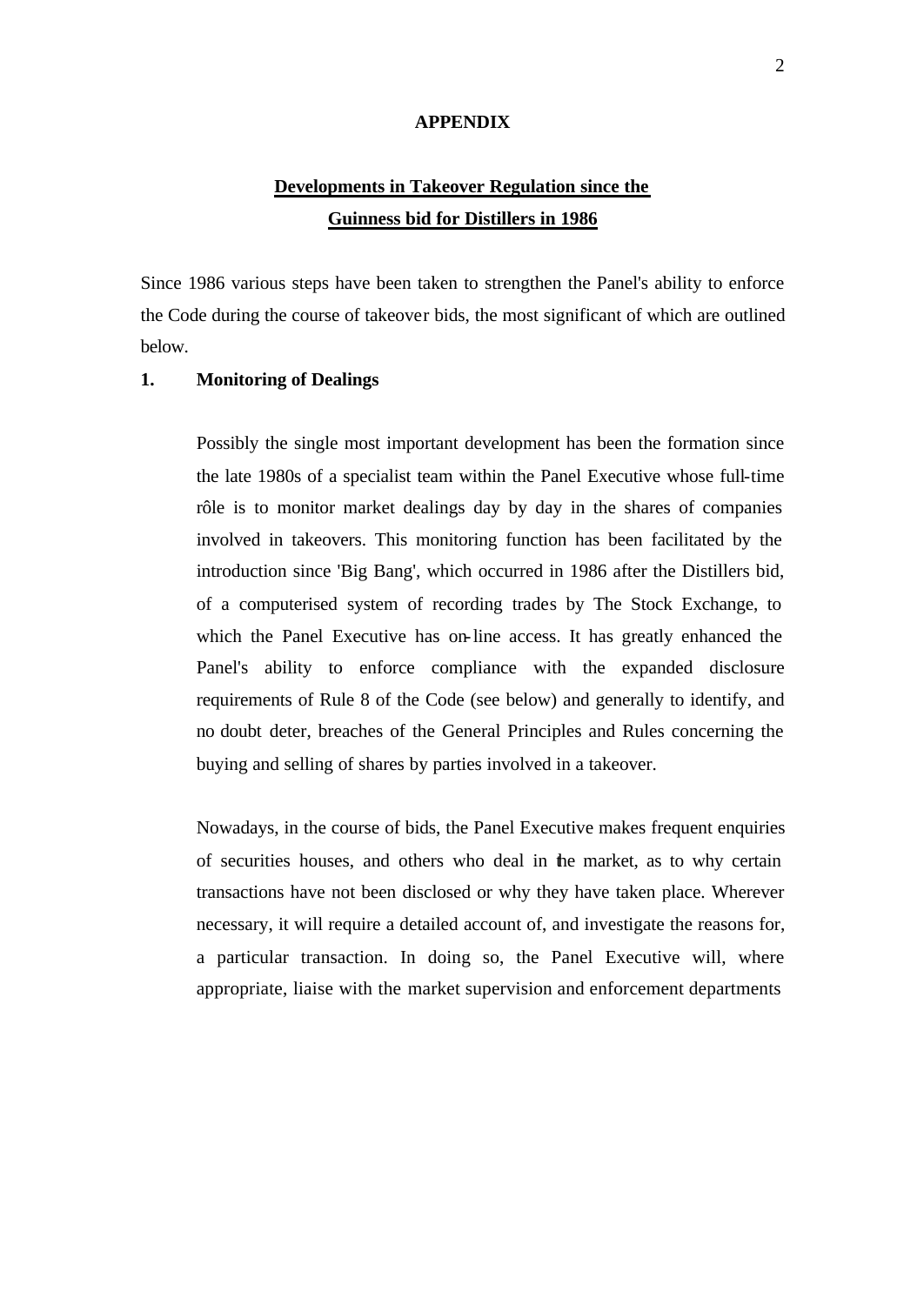**APPENDIX**

## Developments in Takeover Regulation since the Guinness bid for Distillers in 1986

Since 1986 various steps have been taken to strengthen the Panel's ability to enforce the Code during the course of takeover bids, the most significant of which are outlined below.

### 1. Monitoring of Dealings

Possibly the single most important development has been the formation since the late 1980s of a specialist team within the Panel Executive whose full-time rôle is to monitor market dealings day by day in the shares of companies involved in takeovers. This monitoring function has been facilitated by the introduction since 'Big Bang', which occurred in 1986 after the Distillers bid, of a computerised system of recording trades by The Stock Exchange, to which the Panel Executive has on-line access. It has greatly enhanced the Panel's ability to enforce compliance with the expanded disclosure requirements of Rule 8 of the Code (see below) and generally to identify, and no doubt deter, breaches of the General Principles and Rules concerning the buying and selling of shares by parties involved in a takeover.

Nowadays, in the course of bids, the Panel Executive makes frequent enquiries of securities houses, and others who deal in the market, as to why certain transactions have not been disclosed or why they have taken place. Wherever necessary, it will require a detailed account of, and investigate the reasons for, a particular transaction. In doing so, the Panel Executive will, where appropriate, liaise with the market supervision and enforcement departments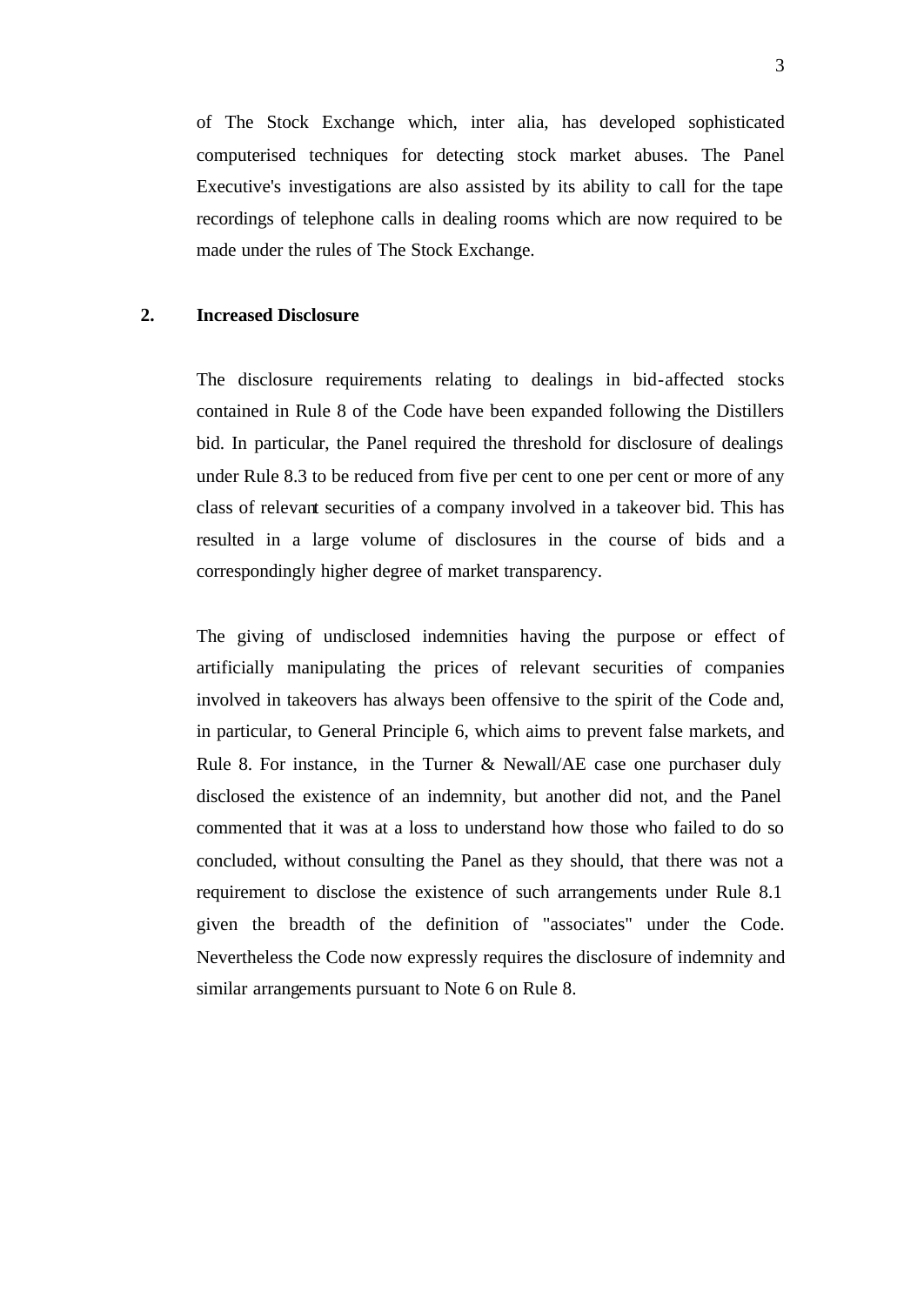of The Stock Exchange which, inter alia, has developed sophisticated computerised techniques for detecting stock market abuses. The Panel Executive's investigations are also assisted by its ability to call for the tape recordings of telephone calls in dealing rooms which are now required to be made under the rules of The Stock Exchange.

## 2. Increased Disclosure

The disclosure requirements relating to dealings in bid-affected stocks contained in Rule 8 of the Code have been expanded following the Distillers bid. In particular, the Panel required the threshold for disclosure of dealings under Rule 8.3 to be reduced from five per cent to one per cent or more of any class of relevant securities of a company involved in a takeover bid. This has resulted in a large volume of disclosures in the course of bids and a correspondingly higher degree of market transparency.

The giving of undisclosed indemnities having the purpose or effect of artificially manipulating the prices of relevant securities of companies involved in takeovers has always been offensive to the spirit of the Code and, in particular, to General Principle 6, which aims to prevent false markets, and Rule 8. For instance, in the Turner & Newall/AE case one purchaser duly disclosed the existence of an indemnity, but another did not, and the Panel commented that it was at a loss to understand how those who failed to do so concluded, without consulting the Panel as they should, that there was not a requirement to disclose the existence of such arrangements under Rule 8.1 given the breadth of the definition of "associates" under the Code. Nevertheless the Code now expressly requires the disclosure of indemnity and similar arrangements pursuant to Note 6 on Rule 8.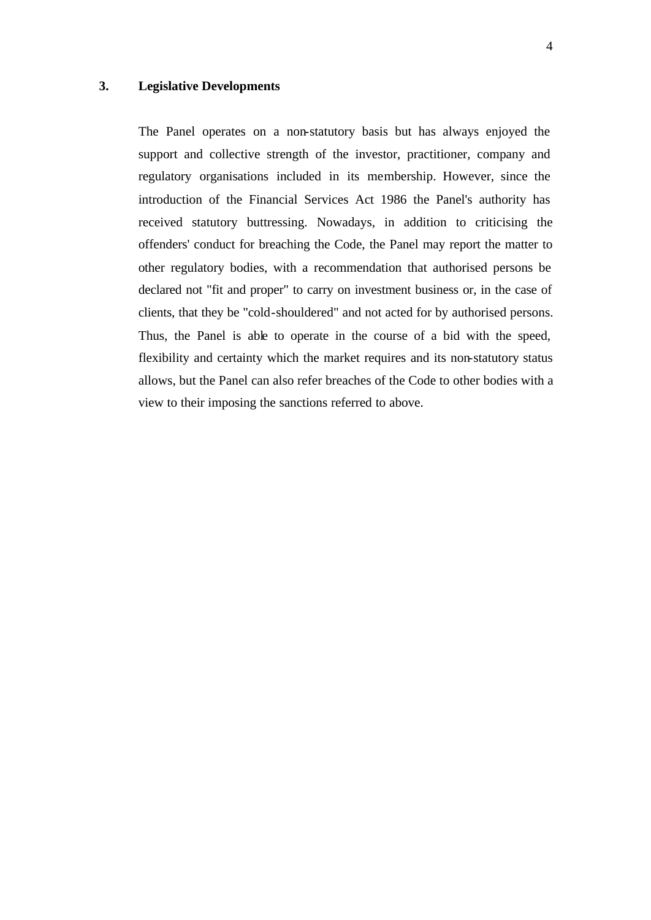## 3. Legislative Developments

The Panel operates on a non-statutory basis but has always enjoyed the support and collective strength of the investor, practitioner, company and regulatory organisations included in its membership. However, since the introduction of the Financial Services Act 1986 the Panel's authority has received statutory buttressing. Nowadays, in addition to criticising the offenders' conduct for breaching the Code, the Panel may report the matter to other regulatory bodies, with a recommendation that authorised persons be declared not "fit and proper" to carry on investment business or, in the case of clients, that they be "cold-shouldered" and not acted for by authorised persons. Thus, the Panel is able to operate in the course of a bid with the speed, flexibility and certainty which the market requires and its non-statutory status allows, but the Panel can also refer breaches of the Code to other bodies with a view to their imposing the sanctions referred to above.